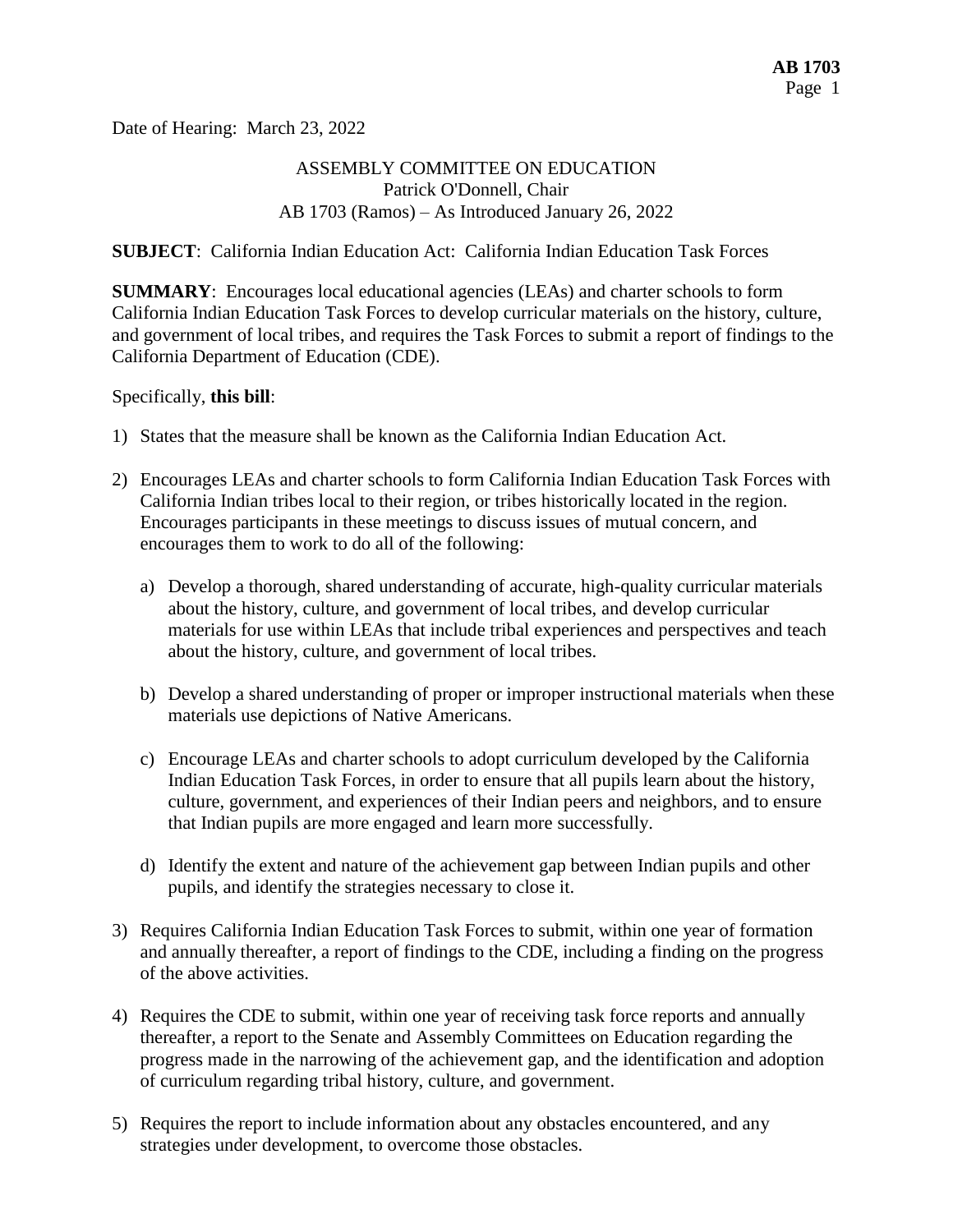Date of Hearing: March 23, 2022

ASSEMBLY COMMITTEE ON EDUCATION
Patrick O'Donnell, Chair
AB 1703 (Ramos) – As Introduced January 26, 2022

**SUBJECT**: California Indian Education Act: California Indian Education Task Forces

**SUMMARY**: Encourages local educational agencies (LEAs) and charter schools to form California Indian Education Task Forces to develop curricular materials on the history, culture, and government of local tribes, and requires the Task Forces to submit a report of findings to the California Department of Education (CDE).

Specifically, **this bill**:

1) States that the measure shall be known as the California Indian Education Act.

2) Encourages LEAs and charter schools to form California Indian Education Task Forces with California Indian tribes local to their region, or tribes historically located in the region. Encourages participants in these meetings to discuss issues of mutual concern, and encourages them to work to do all of the following:

   a) Develop a thorough, shared understanding of accurate, high-quality curricular materials about the history, culture, and government of local tribes, and develop curricular materials for use within LEAs that include tribal experiences and perspectives and teach about the history, culture, and government of local tribes.

   b) Develop a shared understanding of proper or improper instructional materials when these materials use depictions of Native Americans.

   c) Encourage LEAs and charter schools to adopt curriculum developed by the California Indian Education Task Forces, in order to ensure that all pupils learn about the history, culture, government, and experiences of their Indian peers and neighbors, and to ensure that Indian pupils are more engaged and learn more successfully.

   d) Identify the extent and nature of the achievement gap between Indian pupils and other pupils, and identify the strategies necessary to close it.

3) Requires California Indian Education Task Forces to submit, within one year of formation and annually thereafter, a report of findings to the CDE, including a finding on the progress of the above activities.

4) Requires the CDE to submit, within one year of receiving task force reports and annually thereafter, a report to the Senate and Assembly Committees on Education regarding the progress made in the narrowing of the achievement gap, and the identification and adoption of curriculum regarding tribal history, culture, and government.

5) Requires the report to include information about any obstacles encountered, and any strategies under development, to overcome those obstacles.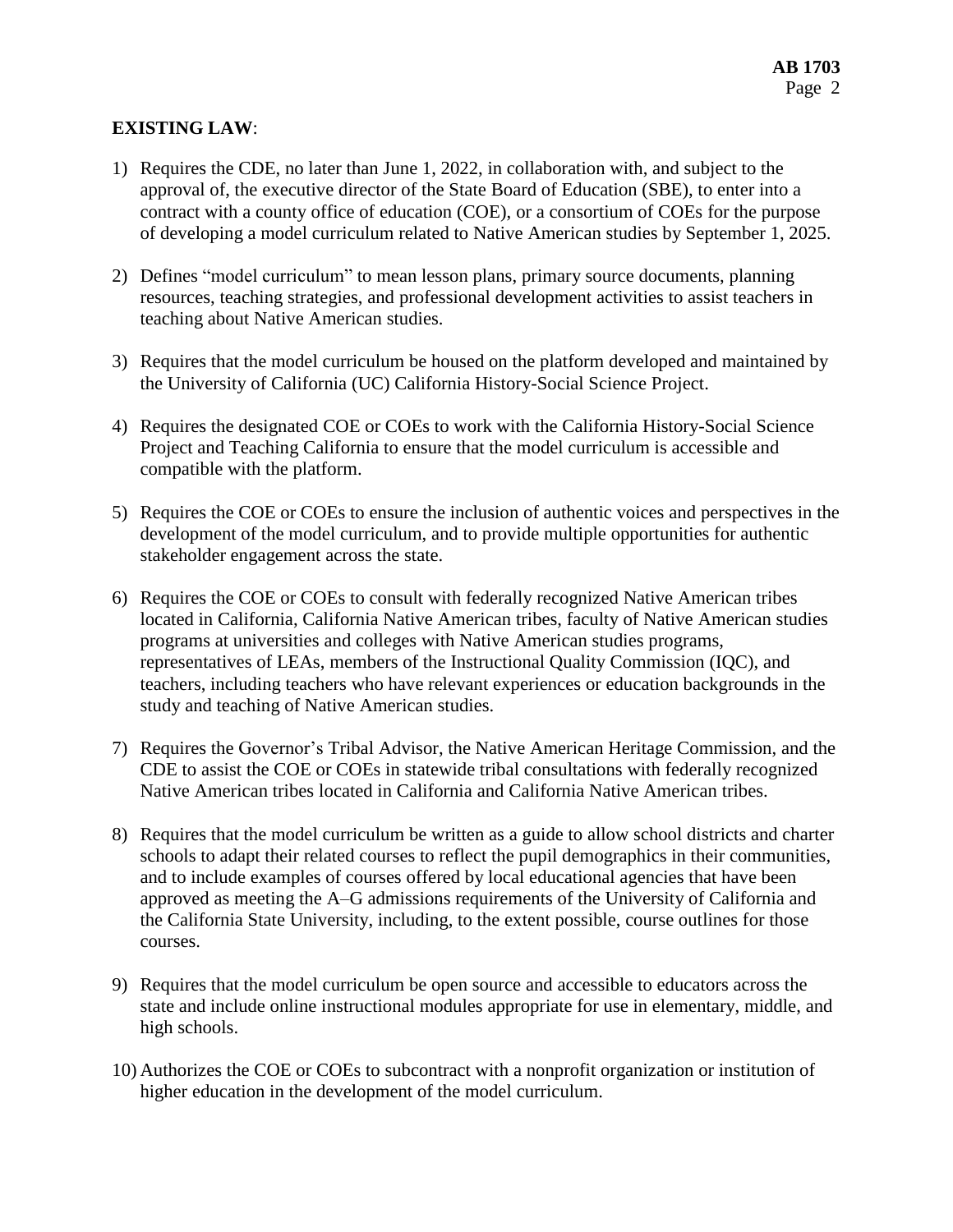**EXISTING LAW**:

1) Requires the CDE, no later than June 1, 2022, in collaboration with, and subject to the approval of, the executive director of the State Board of Education (SBE), to enter into a contract with a county office of education (COE), or a consortium of COEs for the purpose of developing a model curriculum related to Native American studies by September 1, 2025.

2) Defines "model curriculum" to mean lesson plans, primary source documents, planning resources, teaching strategies, and professional development activities to assist teachers in teaching about Native American studies.

3) Requires that the model curriculum be housed on the platform developed and maintained by the University of California (UC) California History-Social Science Project.

4) Requires the designated COE or COEs to work with the California History-Social Science Project and Teaching California to ensure that the model curriculum is accessible and compatible with the platform.

5) Requires the COE or COEs to ensure the inclusion of authentic voices and perspectives in the development of the model curriculum, and to provide multiple opportunities for authentic stakeholder engagement across the state.

6) Requires the COE or COEs to consult with federally recognized Native American tribes located in California, California Native American tribes, faculty of Native American studies programs at universities and colleges with Native American studies programs, representatives of LEAs, members of the Instructional Quality Commission (IQC), and teachers, including teachers who have relevant experiences or education backgrounds in the study and teaching of Native American studies.

7) Requires the Governor's Tribal Advisor, the Native American Heritage Commission, and the CDE to assist the COE or COEs in statewide tribal consultations with federally recognized Native American tribes located in California and California Native American tribes.

8) Requires that the model curriculum be written as a guide to allow school districts and charter schools to adapt their related courses to reflect the pupil demographics in their communities, and to include examples of courses offered by local educational agencies that have been approved as meeting the A–G admissions requirements of the University of California and the California State University, including, to the extent possible, course outlines for those courses.

9) Requires that the model curriculum be open source and accessible to educators across the state and include online instructional modules appropriate for use in elementary, middle, and high schools.

10) Authorizes the COE or COEs to subcontract with a nonprofit organization or institution of higher education in the development of the model curriculum.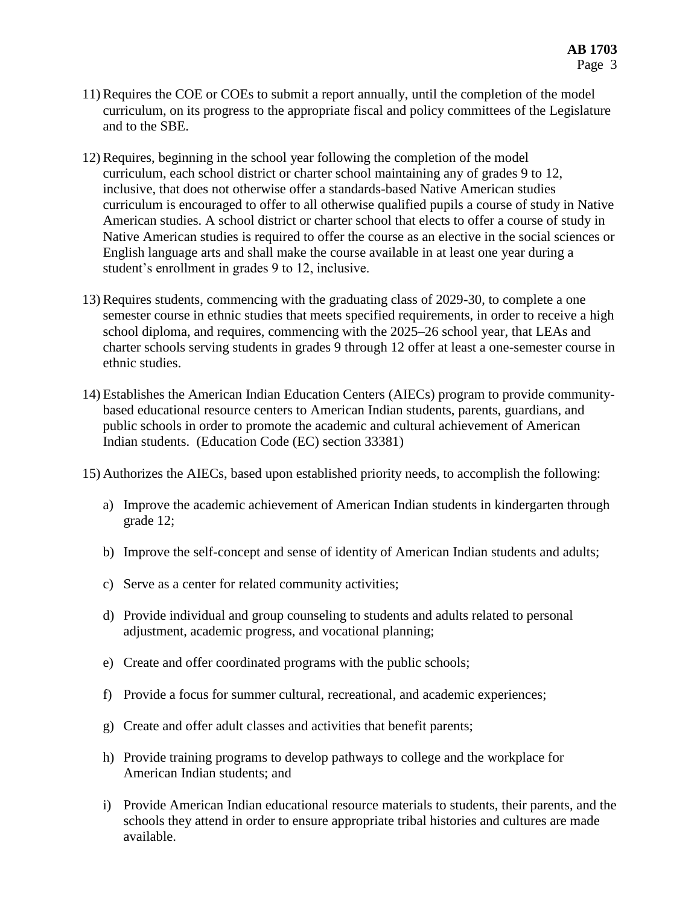11) Requires the COE or COEs to submit a report annually, until the completion of the model curriculum, on its progress to the appropriate fiscal and policy committees of the Legislature and to the SBE.

12) Requires, beginning in the school year following the completion of the model curriculum, each school district or charter school maintaining any of grades 9 to 12, inclusive, that does not otherwise offer a standards-based Native American studies curriculum is encouraged to offer to all otherwise qualified pupils a course of study in Native American studies. A school district or charter school that elects to offer a course of study in Native American studies is required to offer the course as an elective in the social sciences or English language arts and shall make the course available in at least one year during a student's enrollment in grades 9 to 12, inclusive.

13) Requires students, commencing with the graduating class of 2029-30, to complete a one semester course in ethnic studies that meets specified requirements, in order to receive a high school diploma, and requires, commencing with the 2025–26 school year, that LEAs and charter schools serving students in grades 9 through 12 offer at least a one-semester course in ethnic studies.

14) Establishes the American Indian Education Centers (AIECs) program to provide community-based educational resource centers to American Indian students, parents, guardians, and public schools in order to promote the academic and cultural achievement of American Indian students. (Education Code (EC) section 33381)

15) Authorizes the AIECs, based upon established priority needs, to accomplish the following:

    a) Improve the academic achievement of American Indian students in kindergarten through grade 12;

    b) Improve the self-concept and sense of identity of American Indian students and adults;

    c) Serve as a center for related community activities;

    d) Provide individual and group counseling to students and adults related to personal adjustment, academic progress, and vocational planning;

    e) Create and offer coordinated programs with the public schools;

    f) Provide a focus for summer cultural, recreational, and academic experiences;

    g) Create and offer adult classes and activities that benefit parents;

    h) Provide training programs to develop pathways to college and the workplace for American Indian students; and

    i) Provide American Indian educational resource materials to students, their parents, and the schools they attend in order to ensure appropriate tribal histories and cultures are made available.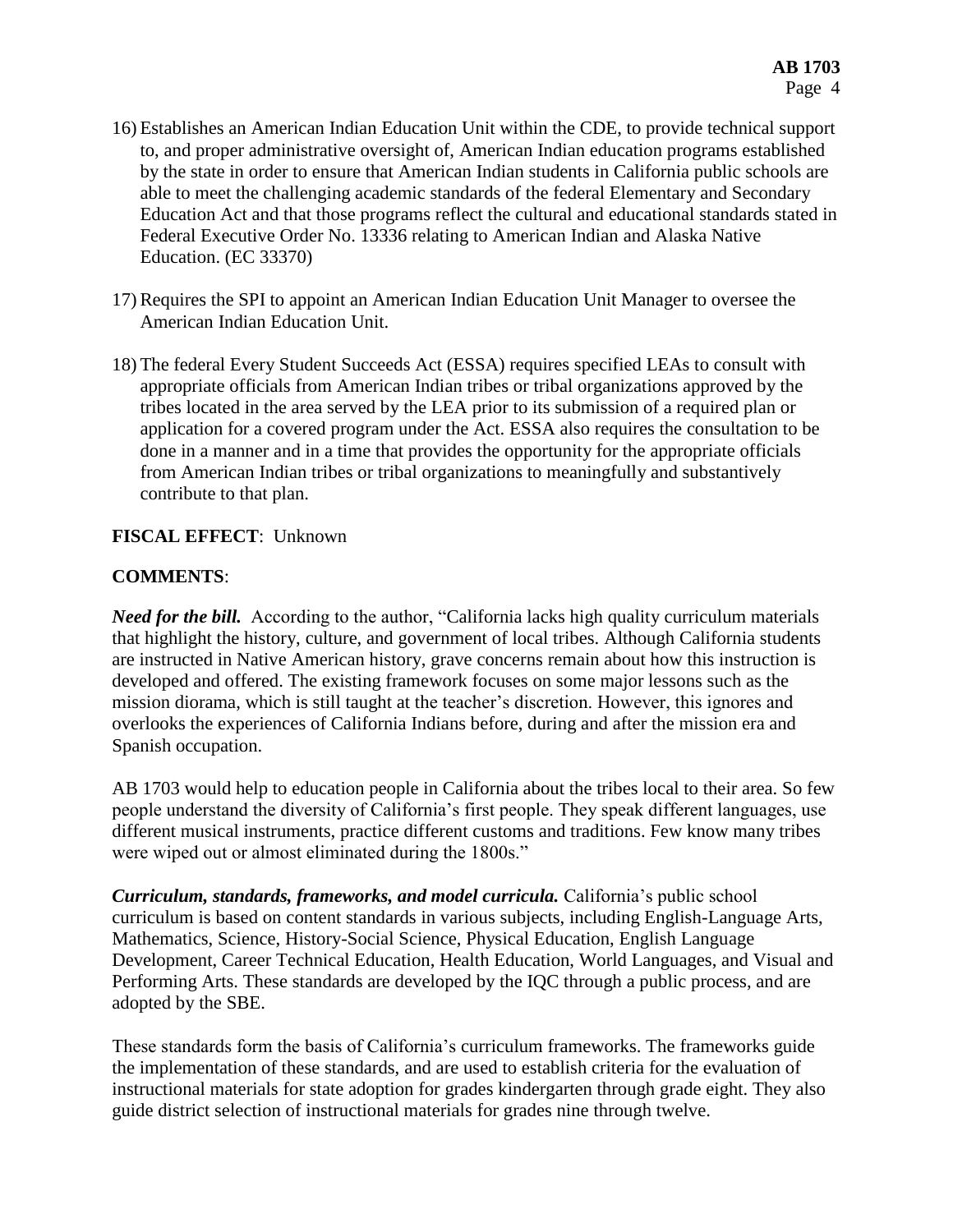16) Establishes an American Indian Education Unit within the CDE, to provide technical support to, and proper administrative oversight of, American Indian education programs established by the state in order to ensure that American Indian students in California public schools are able to meet the challenging academic standards of the federal Elementary and Secondary Education Act and that those programs reflect the cultural and educational standards stated in Federal Executive Order No. 13336 relating to American Indian and Alaska Native Education. (EC 33370)

17) Requires the SPI to appoint an American Indian Education Unit Manager to oversee the American Indian Education Unit.

18) The federal Every Student Succeeds Act (ESSA) requires specified LEAs to consult with appropriate officials from American Indian tribes or tribal organizations approved by the tribes located in the area served by the LEA prior to its submission of a required plan or application for a covered program under the Act. ESSA also requires the consultation to be done in a manner and in a time that provides the opportunity for the appropriate officials from American Indian tribes or tribal organizations to meaningfully and substantively contribute to that plan.

**FISCAL EFFECT**: Unknown

**COMMENTS**:

***Need for the bill.*** According to the author, "California lacks high quality curriculum materials that highlight the history, culture, and government of local tribes. Although California students are instructed in Native American history, grave concerns remain about how this instruction is developed and offered. The existing framework focuses on some major lessons such as the mission diorama, which is still taught at the teacher's discretion. However, this ignores and overlooks the experiences of California Indians before, during and after the mission era and Spanish occupation.

AB 1703 would help to education people in California about the tribes local to their area. So few people understand the diversity of California's first people. They speak different languages, use different musical instruments, practice different customs and traditions. Few know many tribes were wiped out or almost eliminated during the 1800s."

***Curriculum, standards, frameworks, and model curricula.*** California's public school curriculum is based on content standards in various subjects, including English-Language Arts, Mathematics, Science, History-Social Science, Physical Education, English Language Development, Career Technical Education, Health Education, World Languages, and Visual and Performing Arts. These standards are developed by the IQC through a public process, and are adopted by the SBE.

These standards form the basis of California's curriculum frameworks. The frameworks guide the implementation of these standards, and are used to establish criteria for the evaluation of instructional materials for state adoption for grades kindergarten through grade eight. They also guide district selection of instructional materials for grades nine through twelve.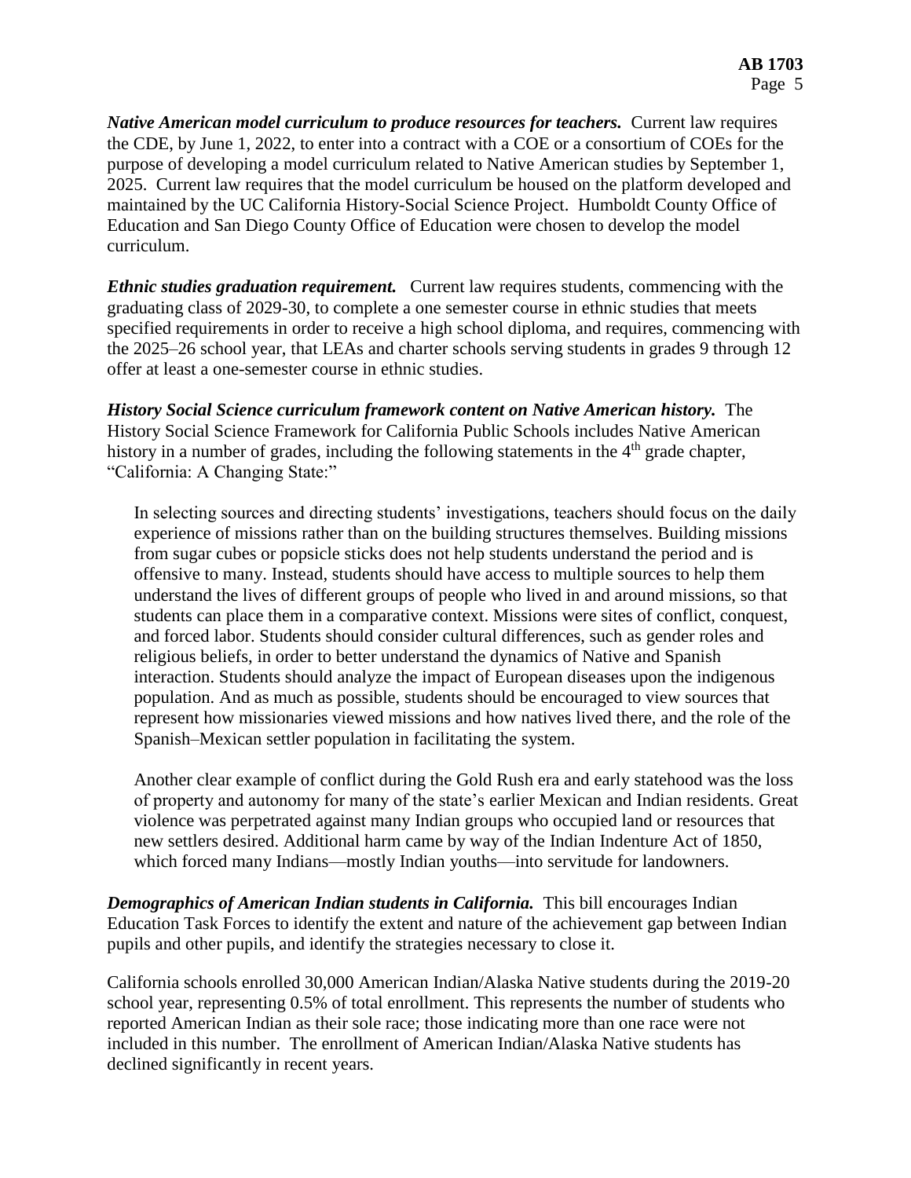***Native American model curriculum to produce resources for teachers.*** Current law requires the CDE, by June 1, 2022, to enter into a contract with a COE or a consortium of COEs for the purpose of developing a model curriculum related to Native American studies by September 1, 2025. Current law requires that the model curriculum be housed on the platform developed and maintained by the UC California History-Social Science Project. Humboldt County Office of Education and San Diego County Office of Education were chosen to develop the model curriculum.

***Ethnic studies graduation requirement.*** Current law requires students, commencing with the graduating class of 2029-30, to complete a one semester course in ethnic studies that meets specified requirements in order to receive a high school diploma, and requires, commencing with the 2025–26 school year, that LEAs and charter schools serving students in grades 9 through 12 offer at least a one-semester course in ethnic studies.

***History Social Science curriculum framework content on Native American history.*** The History Social Science Framework for California Public Schools includes Native American history in a number of grades, including the following statements in the 4th grade chapter, "California: A Changing State:"

> In selecting sources and directing students' investigations, teachers should focus on the daily experience of missions rather than on the building structures themselves. Building missions from sugar cubes or popsicle sticks does not help students understand the period and is offensive to many. Instead, students should have access to multiple sources to help them understand the lives of different groups of people who lived in and around missions, so that students can place them in a comparative context. Missions were sites of conflict, conquest, and forced labor. Students should consider cultural differences, such as gender roles and religious beliefs, in order to better understand the dynamics of Native and Spanish interaction. Students should analyze the impact of European diseases upon the indigenous population. And as much as possible, students should be encouraged to view sources that represent how missionaries viewed missions and how natives lived there, and the role of the Spanish–Mexican settler population in facilitating the system.
>
> Another clear example of conflict during the Gold Rush era and early statehood was the loss of property and autonomy for many of the state's earlier Mexican and Indian residents. Great violence was perpetrated against many Indian groups who occupied land or resources that new settlers desired. Additional harm came by way of the Indian Indenture Act of 1850, which forced many Indians—mostly Indian youths—into servitude for landowners.

***Demographics of American Indian students in California.*** This bill encourages Indian Education Task Forces to identify the extent and nature of the achievement gap between Indian pupils and other pupils, and identify the strategies necessary to close it.

California schools enrolled 30,000 American Indian/Alaska Native students during the 2019-20 school year, representing 0.5% of total enrollment. This represents the number of students who reported American Indian as their sole race; those indicating more than one race were not included in this number. The enrollment of American Indian/Alaska Native students has declined significantly in recent years.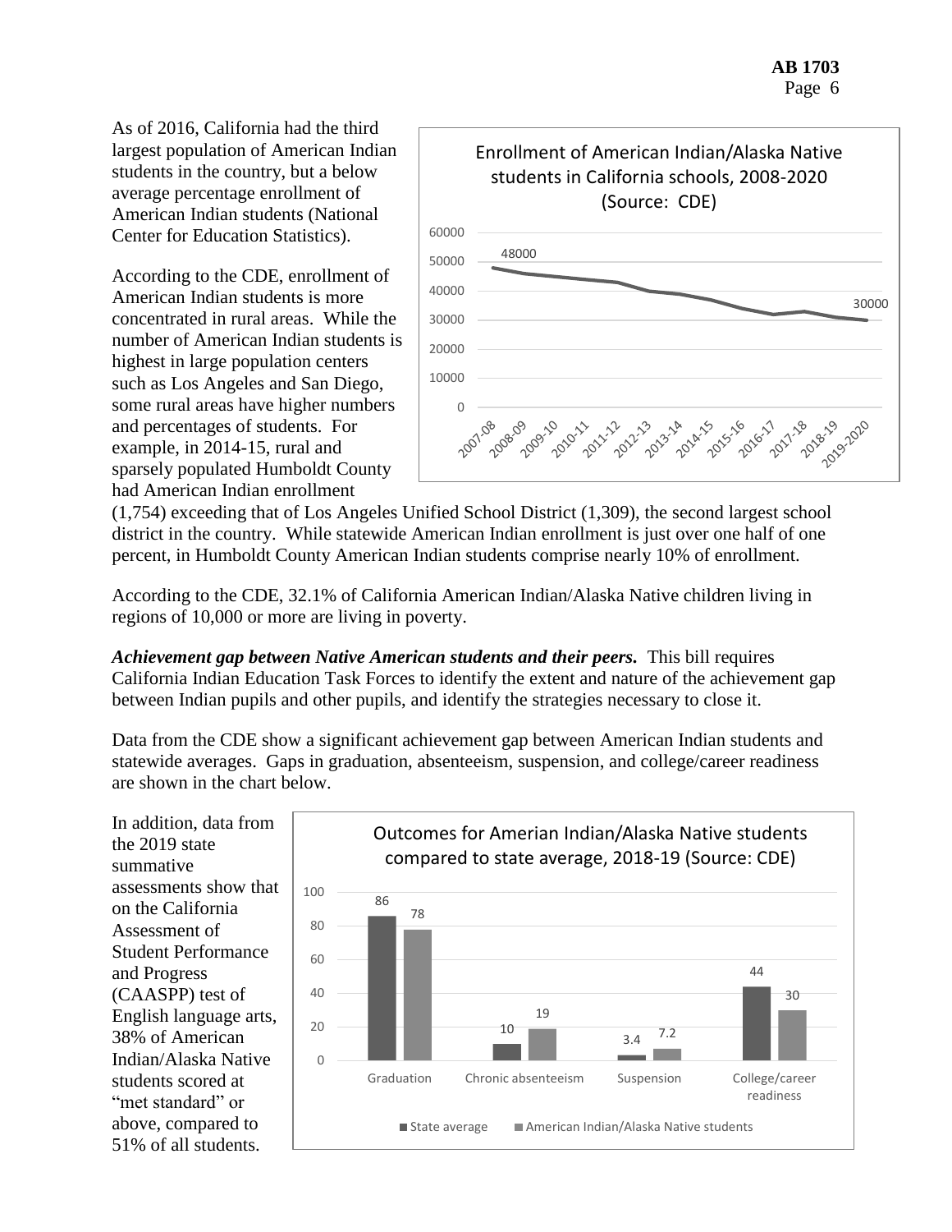As of 2016, California had the third largest population of American Indian students in the country, but a below average percentage enrollment of American Indian students (National Center for Education Statistics).

According to the CDE, enrollment of American Indian students is more concentrated in rural areas. While the number of American Indian students is highest in large population centers such as Los Angeles and San Diego, some rural areas have higher numbers and percentages of students. For example, in 2014-15, rural and sparsely populated Humboldt County had American Indian enrollment (1,754) exceeding that of Los Angeles Unified School District (1,309), the second largest school district in the country. While statewide American Indian enrollment is just over one half of one percent, in Humboldt County American Indian students comprise nearly 10% of enrollment.

Enrollment of American Indian/Alaska Native students in California schools, 2008-2020 (Source: CDE)

According to the CDE, 32.1% of California American Indian/Alaska Native children living in regions of 10,000 or more are living in poverty.

***Achievement gap between Native American students and their peers.*** This bill requires California Indian Education Task Forces to identify the extent and nature of the achievement gap between Indian pupils and other pupils, and identify the strategies necessary to close it.

Data from the CDE show a significant achievement gap between American Indian students and statewide averages. Gaps in graduation, absenteeism, suspension, and college/career readiness are shown in the chart below.

Outcomes for Amerian Indian/Alaska Native students compared to state average, 2018-19 (Source: CDE)

| | State average | American Indian/Alaska Native students |
|---|---|---|
| Graduation | 86 | 78 |
| Chronic absenteeism | 10 | 19 |
| Suspension | 3.4 | 7.2 |
| College/career readiness | 44 | 30 |

In addition, data from the 2019 state summative assessments show that on the California Assessment of Student Performance and Progress (CAASPP) test of English language arts, 38% of American Indian/Alaska Native students scored at "met standard" or above, compared to 51% of all students.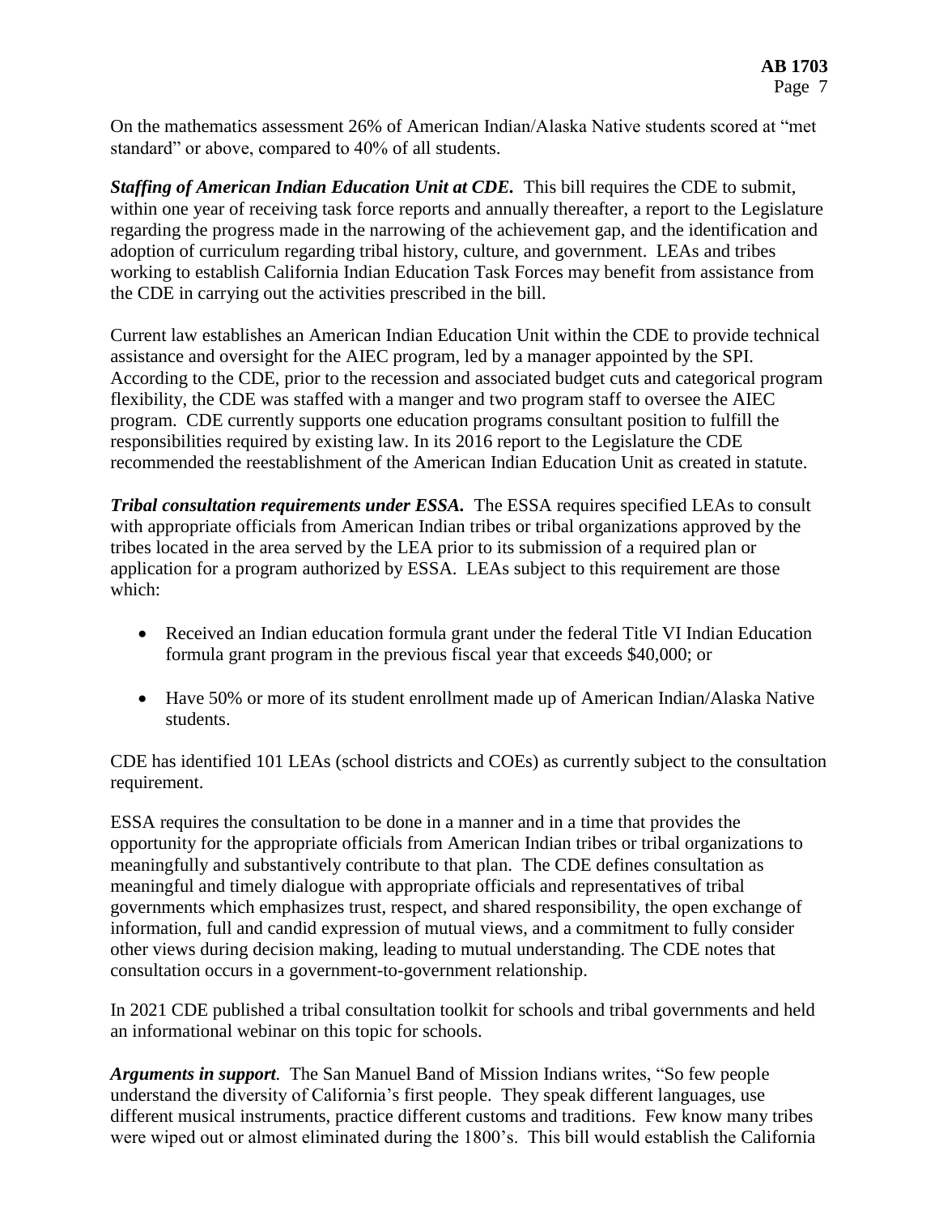On the mathematics assessment 26% of American Indian/Alaska Native students scored at "met standard" or above, compared to 40% of all students.

***Staffing of American Indian Education Unit at CDE.*** This bill requires the CDE to submit, within one year of receiving task force reports and annually thereafter, a report to the Legislature regarding the progress made in the narrowing of the achievement gap, and the identification and adoption of curriculum regarding tribal history, culture, and government. LEAs and tribes working to establish California Indian Education Task Forces may benefit from assistance from the CDE in carrying out the activities prescribed in the bill.

Current law establishes an American Indian Education Unit within the CDE to provide technical assistance and oversight for the AIEC program, led by a manager appointed by the SPI. According to the CDE, prior to the recession and associated budget cuts and categorical program flexibility, the CDE was staffed with a manger and two program staff to oversee the AIEC program. CDE currently supports one education programs consultant position to fulfill the responsibilities required by existing law. In its 2016 report to the Legislature the CDE recommended the reestablishment of the American Indian Education Unit as created in statute.

***Tribal consultation requirements under ESSA.*** The ESSA requires specified LEAs to consult with appropriate officials from American Indian tribes or tribal organizations approved by the tribes located in the area served by the LEA prior to its submission of a required plan or application for a program authorized by ESSA. LEAs subject to this requirement are those which:

- Received an Indian education formula grant under the federal Title VI Indian Education formula grant program in the previous fiscal year that exceeds $40,000; or
- Have 50% or more of its student enrollment made up of American Indian/Alaska Native students.

CDE has identified 101 LEAs (school districts and COEs) as currently subject to the consultation requirement.

ESSA requires the consultation to be done in a manner and in a time that provides the opportunity for the appropriate officials from American Indian tribes or tribal organizations to meaningfully and substantively contribute to that plan. The CDE defines consultation as meaningful and timely dialogue with appropriate officials and representatives of tribal governments which emphasizes trust, respect, and shared responsibility, the open exchange of information, full and candid expression of mutual views, and a commitment to fully consider other views during decision making, leading to mutual understanding. The CDE notes that consultation occurs in a government-to-government relationship.

In 2021 CDE published a tribal consultation toolkit for schools and tribal governments and held an informational webinar on this topic for schools.

***Arguments in support.*** The San Manuel Band of Mission Indians writes, "So few people understand the diversity of California's first people. They speak different languages, use different musical instruments, practice different customs and traditions. Few know many tribes were wiped out or almost eliminated during the 1800's. This bill would establish the California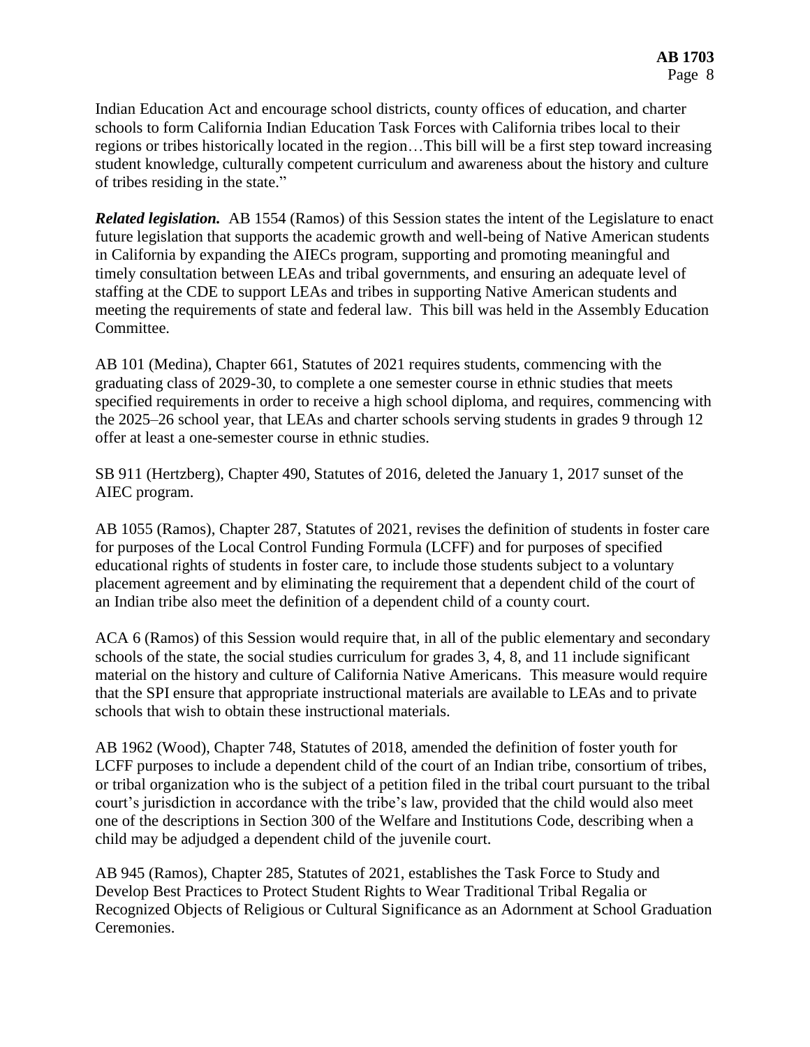Indian Education Act and encourage school districts, county offices of education, and charter schools to form California Indian Education Task Forces with California tribes local to their regions or tribes historically located in the region…This bill will be a first step toward increasing student knowledge, culturally competent curriculum and awareness about the history and culture of tribes residing in the state."

***Related legislation.*** AB 1554 (Ramos) of this Session states the intent of the Legislature to enact future legislation that supports the academic growth and well-being of Native American students in California by expanding the AIECs program, supporting and promoting meaningful and timely consultation between LEAs and tribal governments, and ensuring an adequate level of staffing at the CDE to support LEAs and tribes in supporting Native American students and meeting the requirements of state and federal law. This bill was held in the Assembly Education Committee.

AB 101 (Medina), Chapter 661, Statutes of 2021 requires students, commencing with the graduating class of 2029-30, to complete a one semester course in ethnic studies that meets specified requirements in order to receive a high school diploma, and requires, commencing with the 2025–26 school year, that LEAs and charter schools serving students in grades 9 through 12 offer at least a one-semester course in ethnic studies.

SB 911 (Hertzberg), Chapter 490, Statutes of 2016, deleted the January 1, 2017 sunset of the AIEC program.

AB 1055 (Ramos), Chapter 287, Statutes of 2021, revises the definition of students in foster care for purposes of the Local Control Funding Formula (LCFF) and for purposes of specified educational rights of students in foster care, to include those students subject to a voluntary placement agreement and by eliminating the requirement that a dependent child of the court of an Indian tribe also meet the definition of a dependent child of a county court.

ACA 6 (Ramos) of this Session would require that, in all of the public elementary and secondary schools of the state, the social studies curriculum for grades 3, 4, 8, and 11 include significant material on the history and culture of California Native Americans. This measure would require that the SPI ensure that appropriate instructional materials are available to LEAs and to private schools that wish to obtain these instructional materials.

AB 1962 (Wood), Chapter 748, Statutes of 2018, amended the definition of foster youth for LCFF purposes to include a dependent child of the court of an Indian tribe, consortium of tribes, or tribal organization who is the subject of a petition filed in the tribal court pursuant to the tribal court's jurisdiction in accordance with the tribe's law, provided that the child would also meet one of the descriptions in Section 300 of the Welfare and Institutions Code, describing when a child may be adjudged a dependent child of the juvenile court.

AB 945 (Ramos), Chapter 285, Statutes of 2021, establishes the Task Force to Study and Develop Best Practices to Protect Student Rights to Wear Traditional Tribal Regalia or Recognized Objects of Religious or Cultural Significance as an Adornment at School Graduation Ceremonies.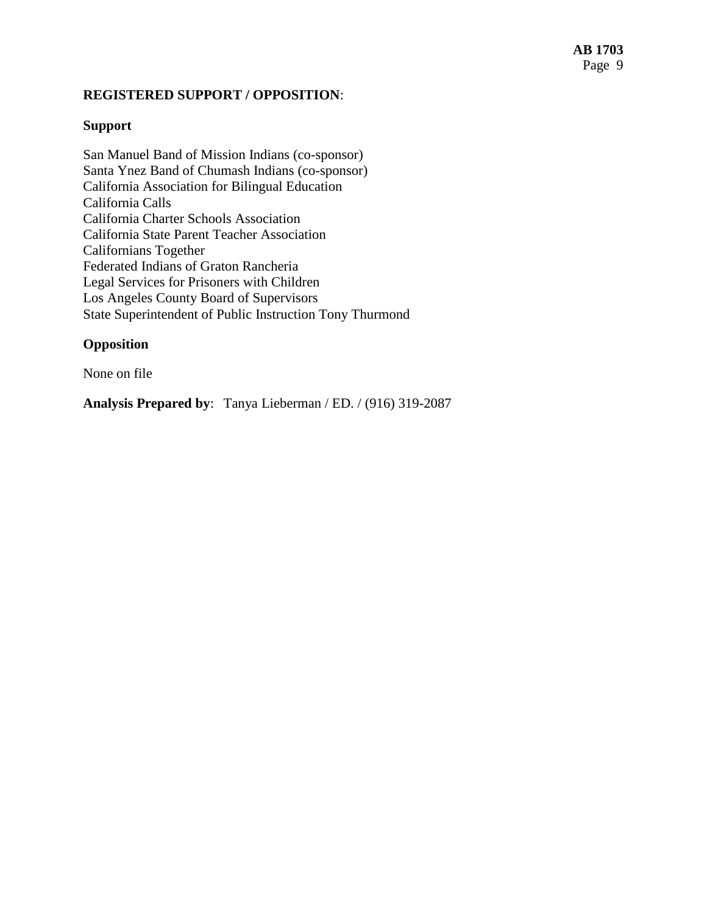**REGISTERED SUPPORT / OPPOSITION**:

**Support**

San Manuel Band of Mission Indians (co-sponsor)
Santa Ynez Band of Chumash Indians (co-sponsor)
California Association for Bilingual Education
California Calls
California Charter Schools Association
California State Parent Teacher Association
Californians Together
Federated Indians of Graton Rancheria
Legal Services for Prisoners with Children
Los Angeles County Board of Supervisors
State Superintendent of Public Instruction Tony Thurmond

**Opposition**

None on file

**Analysis Prepared by**: Tanya Lieberman / ED. / (916) 319-2087